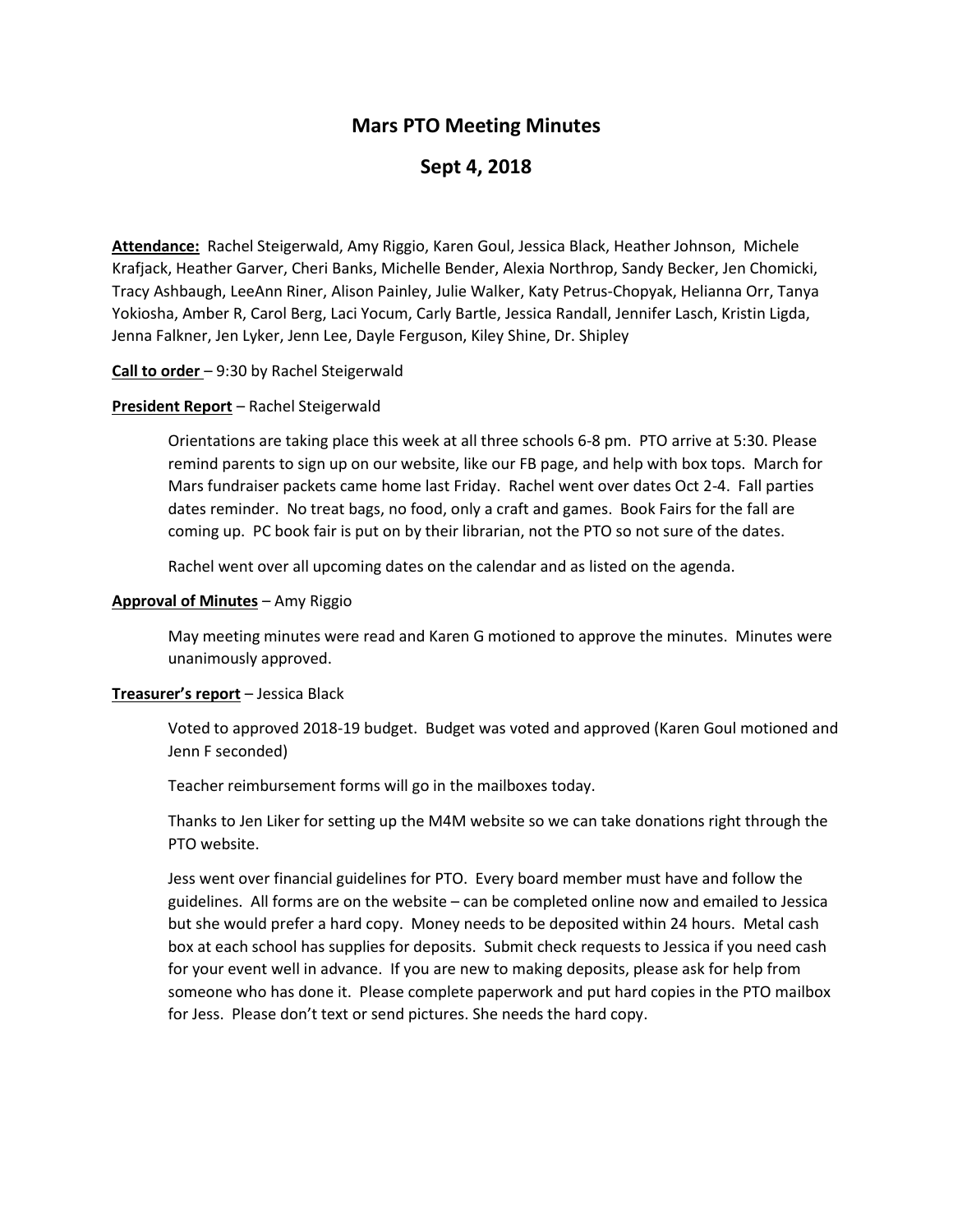# Mars PTO Meeting Minutes

## Sept 4, 2018

**Attendance:** Rachel Steigerwald, Amy Riggio, Karen Goul, Jessica Black, Heather Johnson, Michele Krafjack, Heather Garver, Cheri Banks, Michelle Bender, Alexia Northrop, Sandy Becker, Jen Chomicki, Tracy Ashbaugh, LeeAnn Riner, Alison Painley, Julie Walker, Katy Petrus-Chopyak, Helianna Orr, Tanya Yokiosha, Amber R, Carol Berg, Laci Yocum, Carly Bartle, Jessica Randall, Jennifer Lasch, Kristin Ligda, Jenna Falkner, Jen Lyker, Jenn Lee, Dayle Ferguson, Kiley Shine, Dr. Shipley

**Call to order** – 9:30 by Rachel Steigerwald

**President Report** – Rachel Steigerwald

Orientations are taking place this week at all three schools 6-8 pm. PTO arrive at 5:30. Please remind parents to sign up on our website, like our FB page, and help with box tops. March for Mars fundraiser packets came home last Friday. Rachel went over dates Oct 2-4. Fall parties dates reminder. No treat bags, no food, only a craft and games. Book Fairs for the fall are coming up. PC book fair is put on by their librarian, not the PTO so not sure of the dates.

Rachel went over all upcoming dates on the calendar and as listed on the agenda.

**Approval of Minutes** – Amy Riggio

May meeting minutes were read and Karen G motioned to approve the minutes. Minutes were unanimously approved.

**Treasurer's report** – Jessica Black

Voted to approved 2018-19 budget. Budget was voted and approved (Karen Goul motioned and Jenn F seconded)

Teacher reimbursement forms will go in the mailboxes today.

Thanks to Jen Liker for setting up the M4M website so we can take donations right through the PTO website.

Jess went over financial guidelines for PTO. Every board member must have and follow the guidelines. All forms are on the website – can be completed online now and emailed to Jessica but she would prefer a hard copy. Money needs to be deposited within 24 hours. Metal cash box at each school has supplies for deposits. Submit check requests to Jessica if you need cash for your event well in advance. If you are new to making deposits, please ask for help from someone who has done it. Please complete paperwork and put hard copies in the PTO mailbox for Jess. Please don't text or send pictures. She needs the hard copy.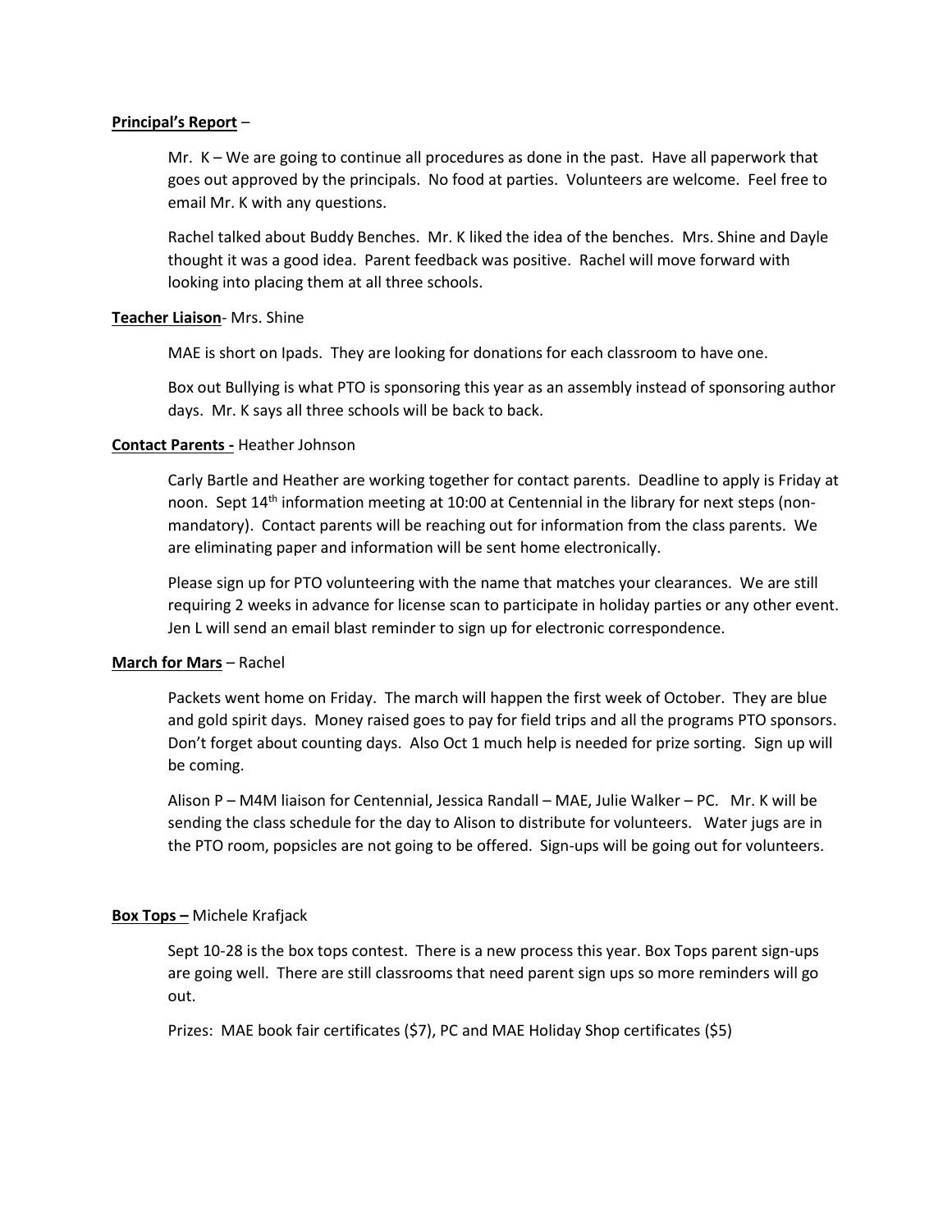**Principal's Report** –

Mr. K – We are going to continue all procedures as done in the past. Have all paperwork that goes out approved by the principals. No food at parties. Volunteers are welcome. Feel free to email Mr. K with any questions.

Rachel talked about Buddy Benches. Mr. K liked the idea of the benches. Mrs. Shine and Dayle thought it was a good idea. Parent feedback was positive. Rachel will move forward with looking into placing them at all three schools.

**Teacher Liaison**- Mrs. Shine

MAE is short on Ipads. They are looking for donations for each classroom to have one.

Box out Bullying is what PTO is sponsoring this year as an assembly instead of sponsoring author days. Mr. K says all three schools will be back to back.

**Contact Parents -** Heather Johnson

Carly Bartle and Heather are working together for contact parents. Deadline to apply is Friday at noon. Sept 14th information meeting at 10:00 at Centennial in the library for next steps (non-mandatory). Contact parents will be reaching out for information from the class parents. We are eliminating paper and information will be sent home electronically.

Please sign up for PTO volunteering with the name that matches your clearances. We are still requiring 2 weeks in advance for license scan to participate in holiday parties or any other event. Jen L will send an email blast reminder to sign up for electronic correspondence.

**March for Mars** – Rachel

Packets went home on Friday. The march will happen the first week of October. They are blue and gold spirit days. Money raised goes to pay for field trips and all the programs PTO sponsors. Don't forget about counting days. Also Oct 1 much help is needed for prize sorting. Sign up will be coming.

Alison P – M4M liaison for Centennial, Jessica Randall – MAE, Julie Walker – PC. Mr. K will be sending the class schedule for the day to Alison to distribute for volunteers. Water jugs are in the PTO room, popsicles are not going to be offered. Sign-ups will be going out for volunteers.

**Box Tops –** Michele Krafjack

Sept 10-28 is the box tops contest. There is a new process this year. Box Tops parent sign-ups are going well. There are still classrooms that need parent sign ups so more reminders will go out.

Prizes: MAE book fair certificates ($7), PC and MAE Holiday Shop certificates ($5)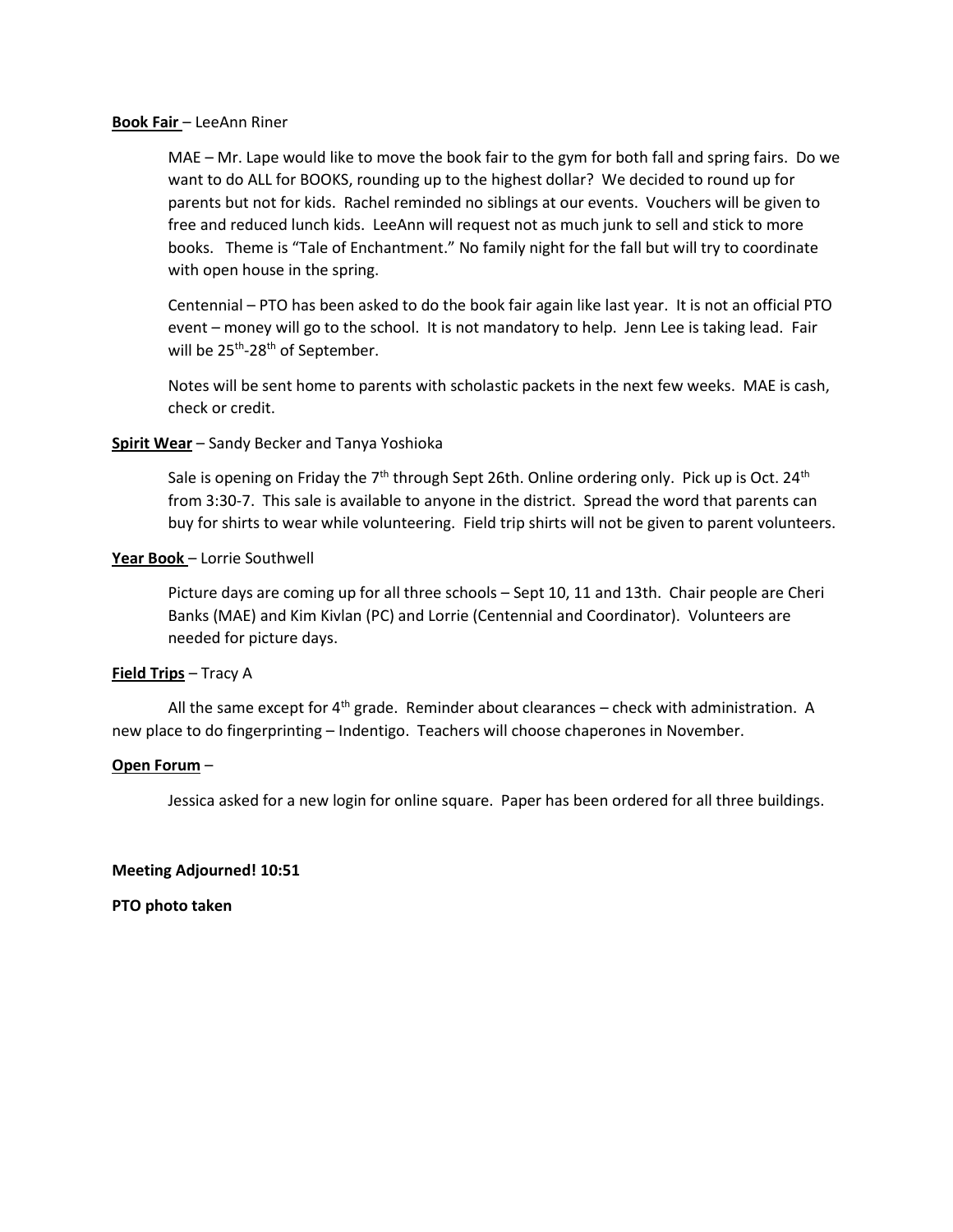**Book Fair** – LeeAnn Riner

MAE – Mr. Lape would like to move the book fair to the gym for both fall and spring fairs. Do we want to do ALL for BOOKS, rounding up to the highest dollar? We decided to round up for parents but not for kids. Rachel reminded no siblings at our events. Vouchers will be given to free and reduced lunch kids. LeeAnn will request not as much junk to sell and stick to more books. Theme is "Tale of Enchantment." No family night for the fall but will try to coordinate with open house in the spring.

Centennial – PTO has been asked to do the book fair again like last year. It is not an official PTO event – money will go to the school. It is not mandatory to help. Jenn Lee is taking lead. Fair will be 25th-28th of September.

Notes will be sent home to parents with scholastic packets in the next few weeks. MAE is cash, check or credit.

**Spirit Wear** – Sandy Becker and Tanya Yoshioka

Sale is opening on Friday the 7th through Sept 26th. Online ordering only. Pick up is Oct. 24th from 3:30-7. This sale is available to anyone in the district. Spread the word that parents can buy for shirts to wear while volunteering. Field trip shirts will not be given to parent volunteers.

**Year Book** – Lorrie Southwell

Picture days are coming up for all three schools – Sept 10, 11 and 13th. Chair people are Cheri Banks (MAE) and Kim Kivlan (PC) and Lorrie (Centennial and Coordinator). Volunteers are needed for picture days.

**Field Trips** – Tracy A

All the same except for 4th grade. Reminder about clearances – check with administration. A new place to do fingerprinting – Indentigo. Teachers will choose chaperones in November.

**Open Forum** –

Jessica asked for a new login for online square. Paper has been ordered for all three buildings.

**Meeting Adjourned! 10:51**

**PTO photo taken**